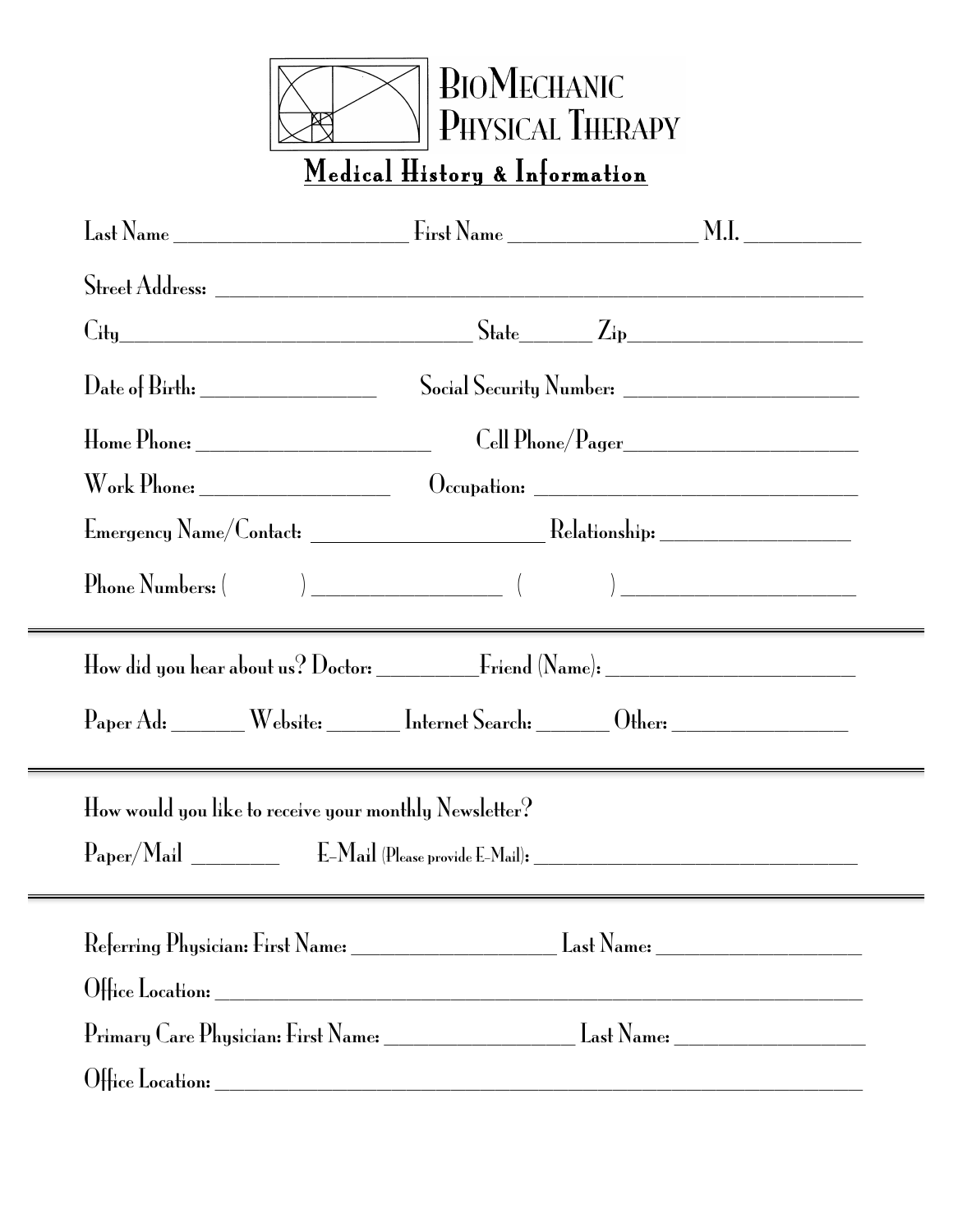# BioMechanic Physical Therapy

## Medical History & Information

Last Name ______________________ First Name __________________ M.I. __________

Street Address: ____________________________________________________________

City __________________________________ State ______ Zip ______________________

Date of Birth: ________________ Social Security Number: ______________________

Home Phone: ______________________ Cell Phone/Pager ______________________

Work Phone: __________________ Occupation: ______________________________

Emergency Name/Contact: ______________________ Relationship: __________________

Phone Numbers: ( ) __________________ ( ) ______________________

---

How did you hear about us? Doctor: _________ Friend (Name): ________________________

Paper Ad: _______ Website: _______ Internet Search: _______ Other: _________________

---

How would you like to receive your monthly Newsletter?

Paper/Mail ________ E-Mail (Please provide E-Mail): ________________________________

---

Referring Physician: First Name: ____________________ Last Name: ____________________

Office Location: ____________________________________________________________

Primary Care Physician: First Name: __________________ Last Name: __________________

Office Location: ____________________________________________________________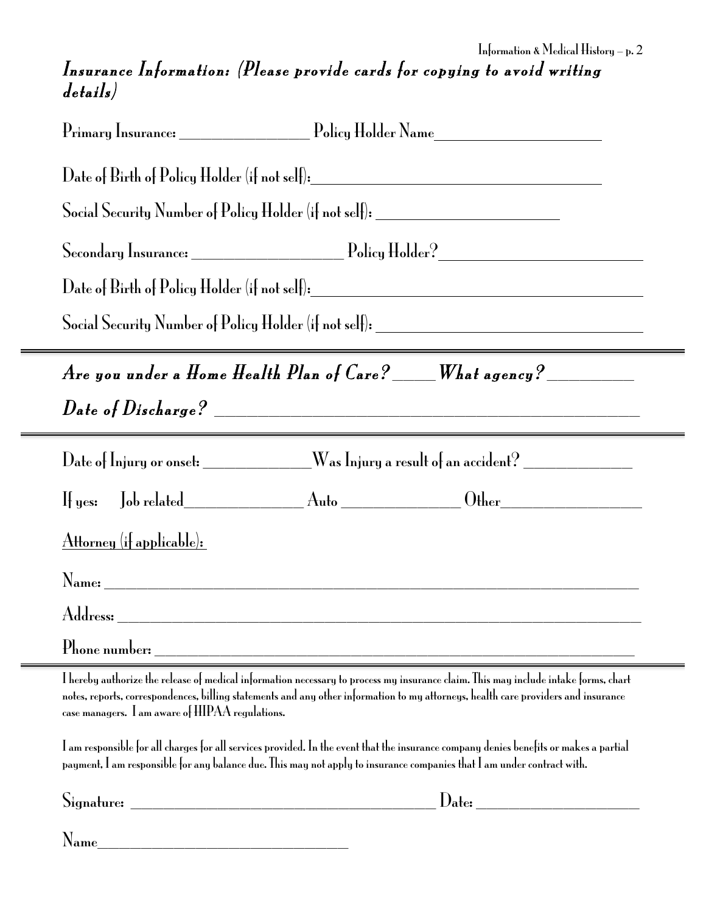## *Insurance Information: (Please provide cards for copying to avoid writing details)*

Primary Insurance: ________________ Policy Holder Name____________________

Date of Birth of Policy Holder (if not self):____________________________________

Social Security Number of Policy Holder (if not self): ______________________

Secondary Insurance: ___________________ Policy Holder?______________________

Date of Birth of Policy Holder (if not self):_________________________________________

Social Security Number of Policy Holder (if not self): ________________________________

---

***Are you under a Home Health Plan of Care?*** ____ ***What agency?*** _________

***Date of Discharge?*** ______________________________________________

---

Date of Injury or onset: _____________Was Injury a result of an accident? ____________

If yes: Job related_______________ Auto _______________ Other_________________

<u>Attorney (if applicable):</u>

Name: ______________________________________________________________________

Address: _____________________________________________________________________

Phone number: ________________________________________________________________

---

I hereby authorize the release of medical information necessary to process my insurance claim. This may include intake forms, chart notes, reports, correspondences, billing statements and any other information to my attorneys, health care providers and insurance case managers. I am aware of HIPAA regulations.

I am responsible for all charges for all services provided. In the event that the insurance company denies benefits or makes a partial payment, I am responsible for any balance due. This may not apply to insurance companies that I am under contract with.

Signature: _____________________________________ Date: ____________________

Name________________________________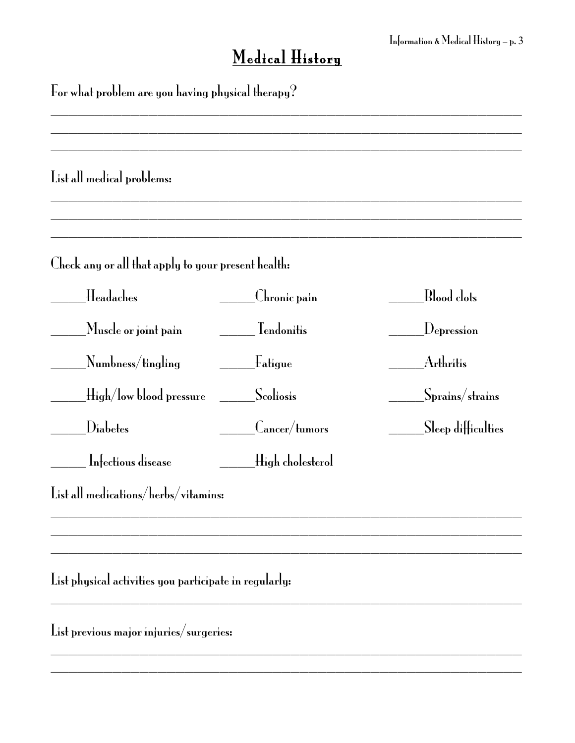# Medical History

For what problem are you having physical therapy?

_______________________________________________________________________________
_______________________________________________________________________________
_______________________________________________________________________________

List all medical problems:

_______________________________________________________________________________
_______________________________________________________________________________
_______________________________________________________________________________

Check any or all that apply to your present health:

_____Headaches

_____Chronic pain

_____Blood clots

_____Muscle or joint pain

_____ Tendonitis

_____Depression

_____Numbness/tingling

_____Fatigue

_____Arthritis

_____High/low blood pressure

_____Scoliosis

_____Sprains/strains

_____Diabetes

_____Cancer/tumors

_____Sleep difficulties

_____ Infectious disease

_____High cholesterol

List all medications/herbs/vitamins:

_______________________________________________________________________________
_______________________________________________________________________________
_______________________________________________________________________________

List physical activities you participate in regularly:

_______________________________________________________________________________

List previous major injuries/surgeries:

_______________________________________________________________________________
_______________________________________________________________________________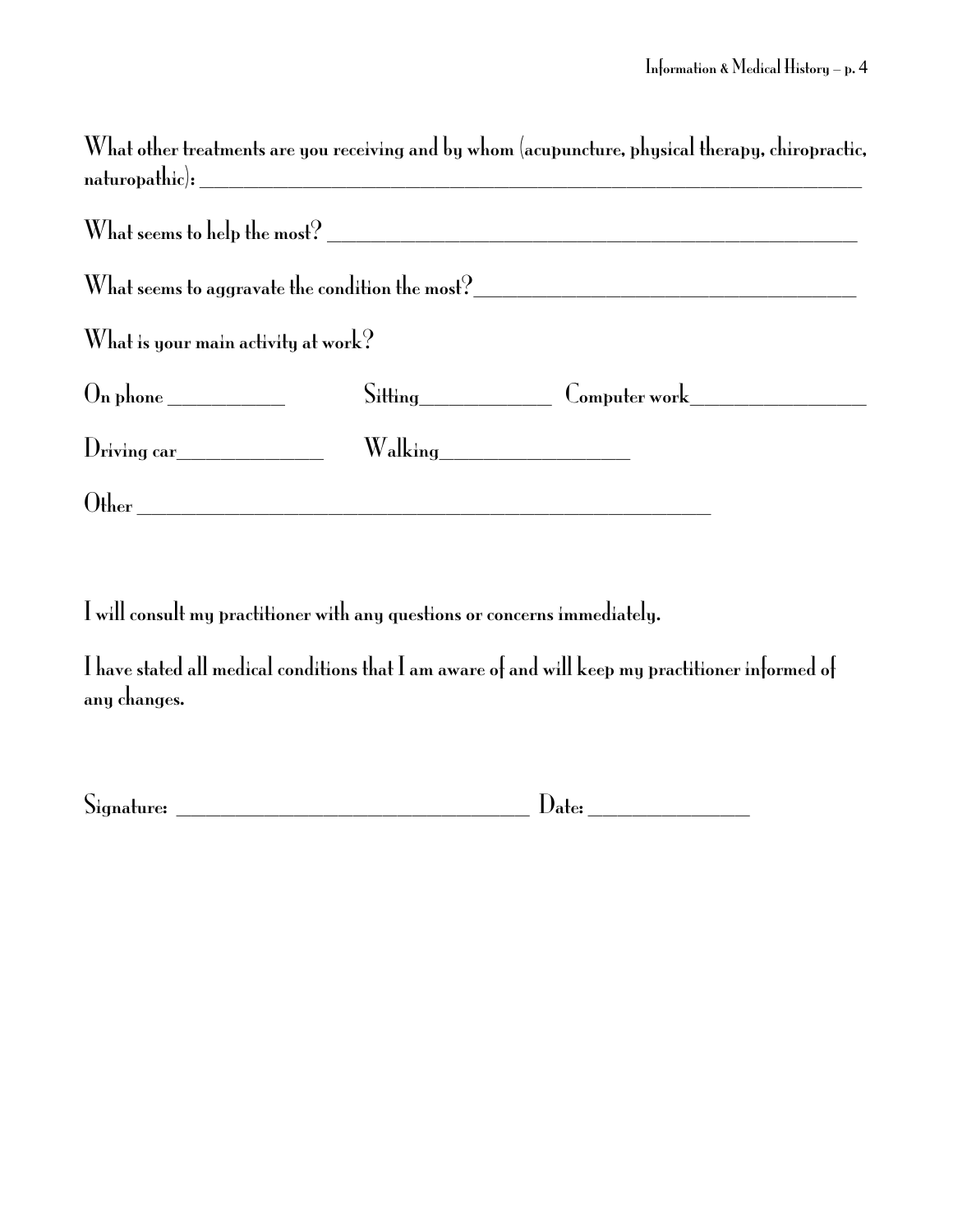What other treatments are you receiving and by whom (acupuncture, physical therapy, chiropractic, naturopathic): ___________________________________________________________________

What seems to help the most? _______________________________________________________

What seems to aggravate the condition the most?______________________________________

What is your main activity at work?

On phone ___________ Sitting_____________ Computer work__________________

Driving car_______________ Walking___________________

Other ___________________________________________________________

I will consult my practitioner with any questions or concerns immediately.

I have stated all medical conditions that I am aware of and will keep my practitioner informed of any changes.

Signature: _____________________________________ Date: ________________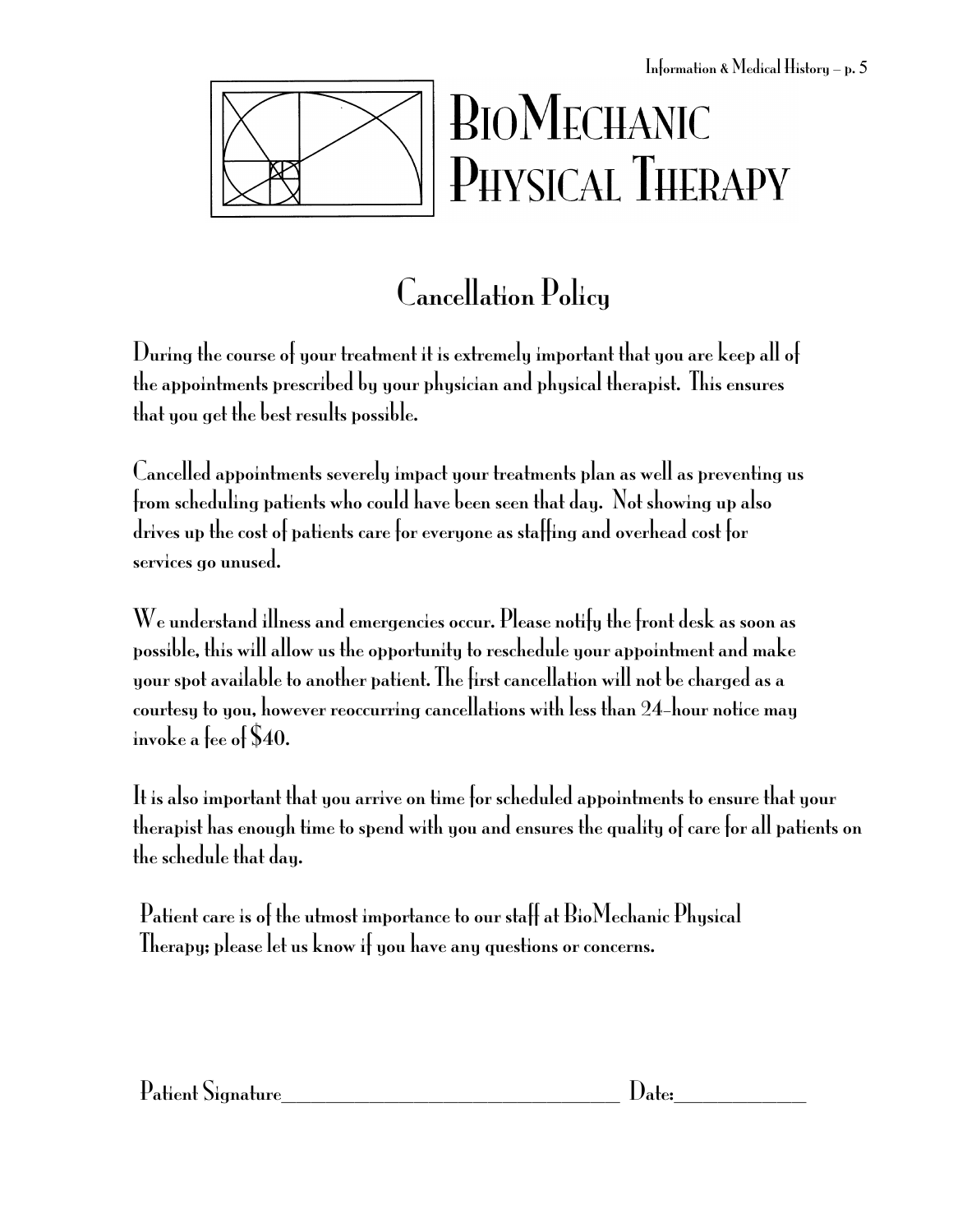# BioMechanic Physical Therapy

## Cancellation Policy

During the course of your treatment it is extremely important that you are keep all of the appointments prescribed by your physician and physical therapist. This ensures that you get the best results possible.

Cancelled appointments severely impact your treatments plan as well as preventing us from scheduling patients who could have been seen that day. Not showing up also drives up the cost of patients care for everyone as staffing and overhead cost for services go unused.

We understand illness and emergencies occur. Please notify the front desk as soon as possible, this will allow us the opportunity to reschedule your appointment and make your spot available to another patient. The first cancellation will not be charged as a courtesy to you, however reoccurring cancellations with less than 24-hour notice may invoke a fee of $40.

It is also important that you arrive on time for scheduled appointments to ensure that your therapist has enough time to spend with you and ensures the quality of care for all patients on the schedule that day.

Patient care is of the utmost importance to our staff at BioMechanic Physical Therapy; please let us know if you have any questions or concerns.

Patient Signature_________________________________ Date:____________